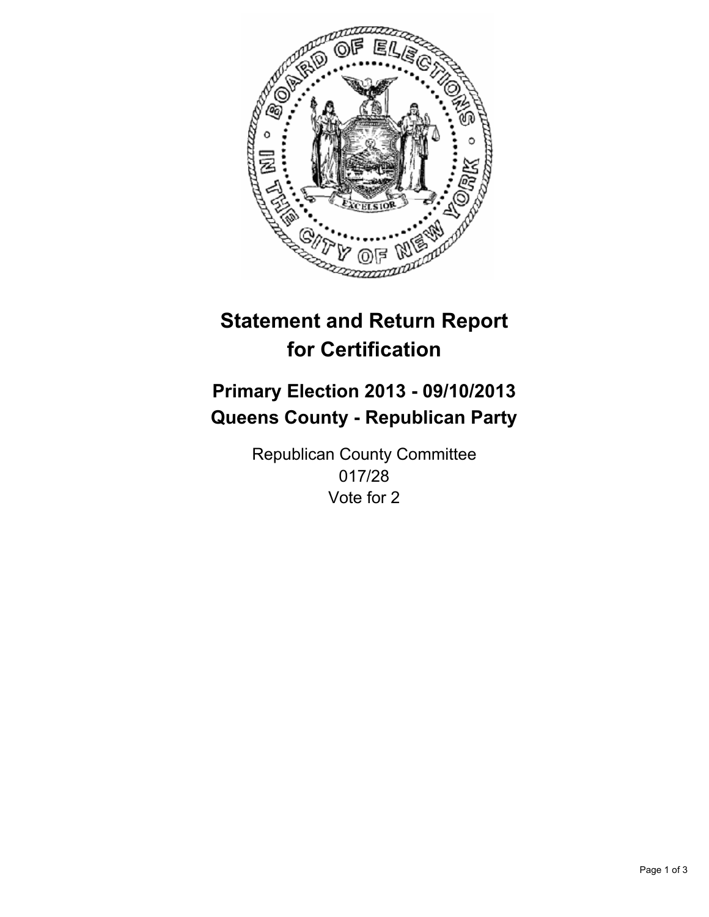# Statement and Return Report for Certification

## Primary Election 2013 - 09/10/2013
## Queens County - Republican Party

Republican County Committee
017/28
Vote for 2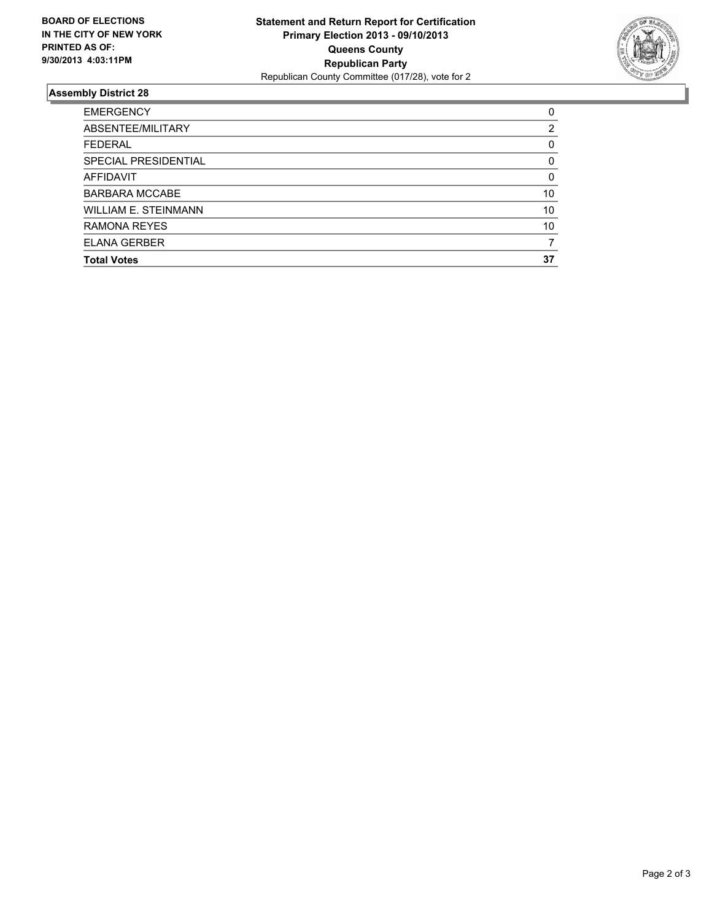**BOARD OF ELECTIONS IN THE CITY OF NEW YORK PRINTED AS OF: 9/30/2013 4:03:11PM**

**Statement and Return Report for Certification**
**Primary Election 2013 - 09/10/2013**
**Queens County**
**Republican Party**
Republican County Committee (017/28), vote for 2

## Assembly District 28

| | |
|---|---|
| EMERGENCY | 0 |
| ABSENTEE/MILITARY | 2 |
| FEDERAL | 0 |
| SPECIAL PRESIDENTIAL | 0 |
| AFFIDAVIT | 0 |
| BARBARA MCCABE | 10 |
| WILLIAM E. STEINMANN | 10 |
| RAMONA REYES | 10 |
| ELANA GERBER | 7 |
| **Total Votes** | **37** |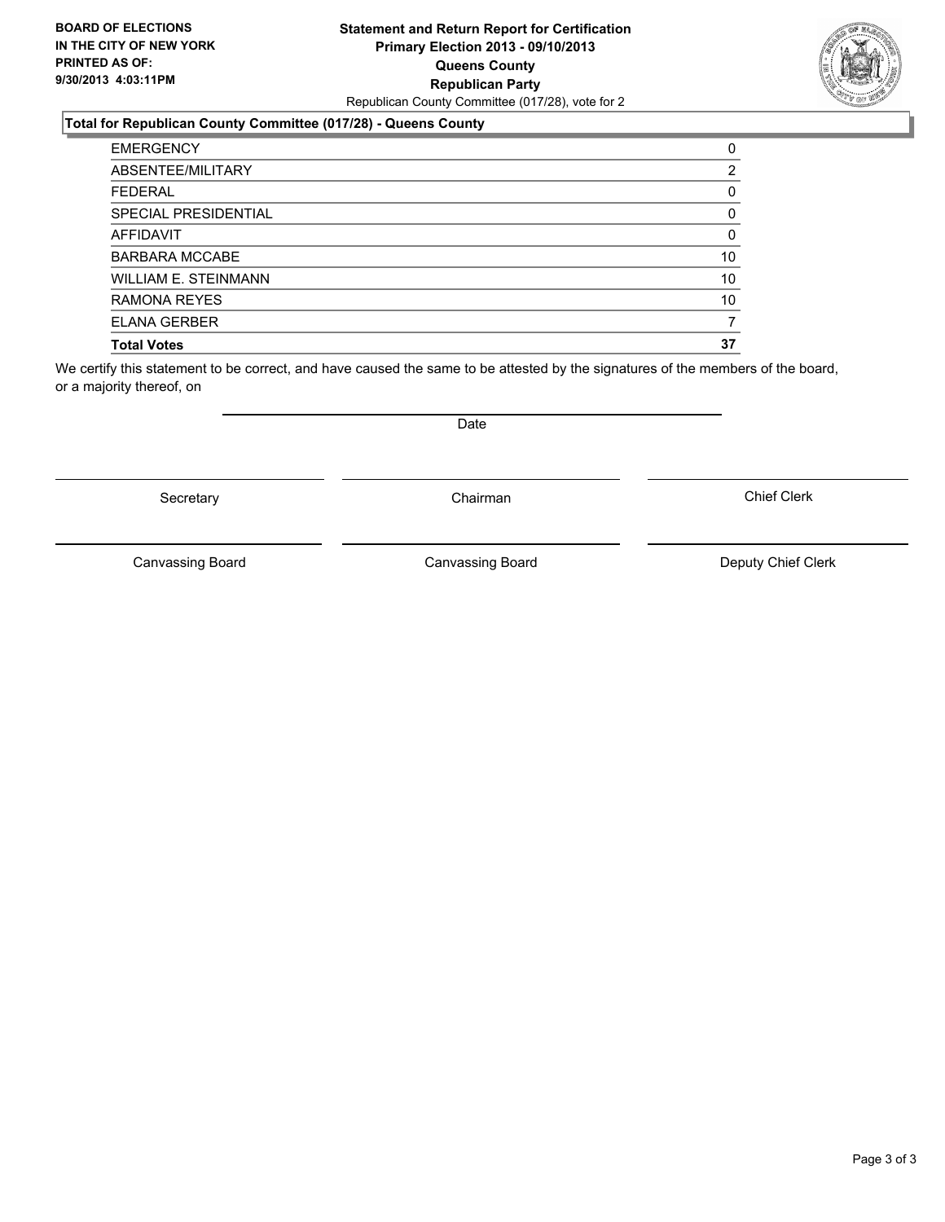**BOARD OF ELECTIONS IN THE CITY OF NEW YORK PRINTED AS OF: 9/30/2013 4:03:11PM**

**Statement and Return Report for Certification**
**Primary Election 2013 - 09/10/2013**
**Queens County**
**Republican Party**
Republican County Committee (017/28), vote for 2

**Total for Republican County Committee (017/28) - Queens County**

| | |
|---|---|
| EMERGENCY | 0 |
| ABSENTEE/MILITARY | 2 |
| FEDERAL | 0 |
| SPECIAL PRESIDENTIAL | 0 |
| AFFIDAVIT | 0 |
| BARBARA MCCABE | 10 |
| WILLIAM E. STEINMANN | 10 |
| RAMONA REYES | 10 |
| ELANA GERBER | 7 |
| **Total Votes** | **37** |

We certify this statement to be correct, and have caused the same to be attested by the signatures of the members of the board, or a majority thereof, on

Date

Secretary

Chairman

Chief Clerk

Canvassing Board

Canvassing Board

Deputy Chief Clerk